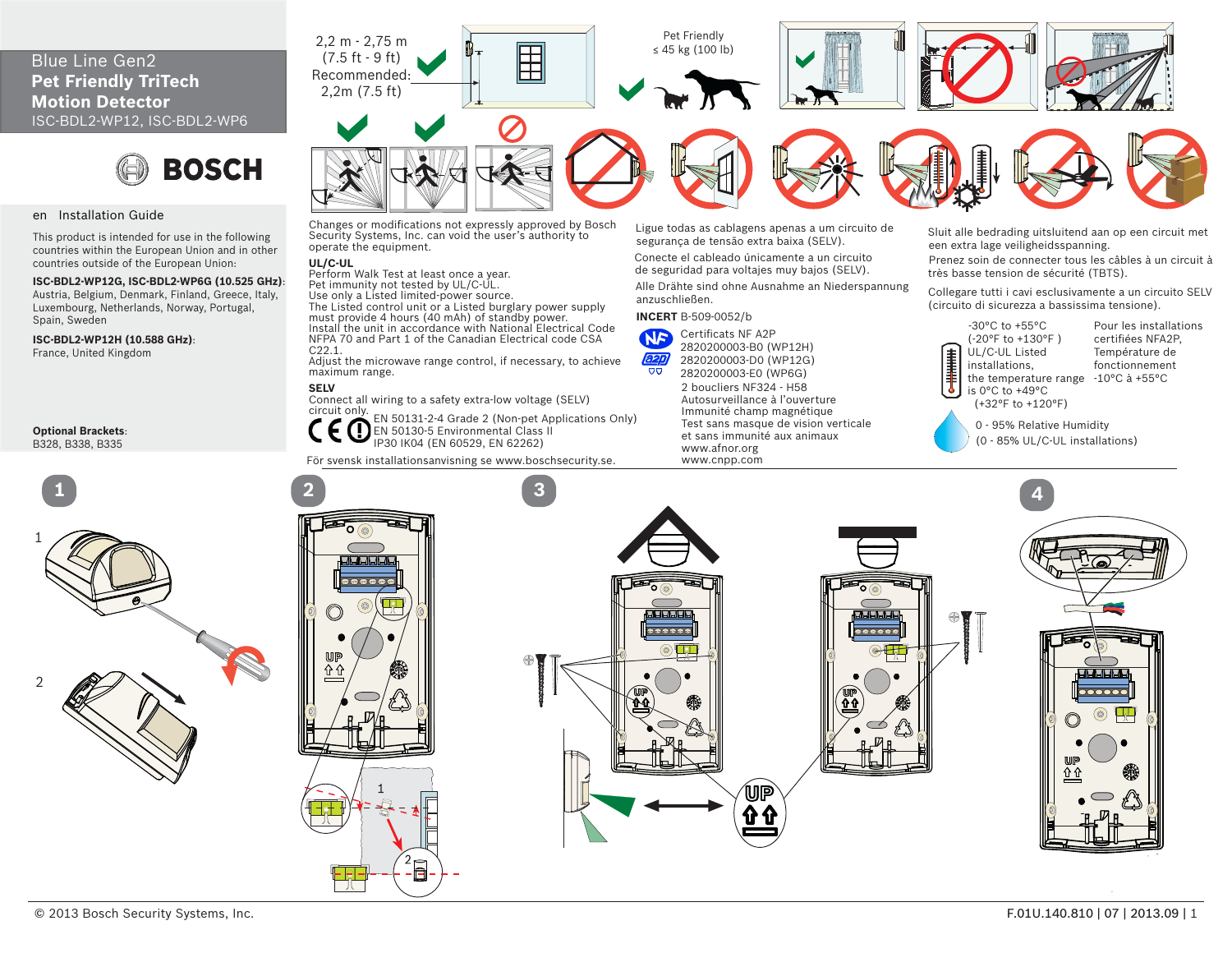# Blue Line Gen2
# Pet Friendly TriTech Motion Detector

ISC-BDL2-WP12, ISC-BDL2-WP6

BOSCH

2,2 m - 2,75 m
(7.5 ft - 9 ft)
Recommended:
2,2m (7.5 ft)

Pet Friendly
≤ 45 kg (100 lb)

## en Installation Guide

This product is intended for use in the following countries within the European Union and in other countries outside of the European Union:

**ISC-BDL2-WP12G, ISC-BDL2-WP6G (10.525 GHz)**:
Austria, Belgium, Denmark, Finland, Greece, Italy, Luxembourg, Netherlands, Norway, Portugal, Spain, Sweden

**ISC-BDL2-WP12H (10.588 GHz)**:
France, United Kingdom

**Optional Brackets**:
B328, B338, B335

Changes or modifications not expressly approved by Bosch Security Systems, Inc. can void the user's authority to operate the equipment.

**UL/C-UL**
Perform Walk Test at least once a year.
Pet immunity not tested by UL/C-UL.
Use only a Listed limited-power source.
The Listed control unit or a Listed burglary power supply must provide 4 hours (40 mAh) of standby power.
Install the unit in accordance with National Electrical Code NFPA 70 and Part 1 of the Canadian Electrical code CSA C22.1.
Adjust the microwave range control, if necessary, to achieve maximum range.

**SELV**
Connect all wiring to a safety extra-low voltage (SELV) circuit only.

EN 50131-2-4 Grade 2 (Non-pet Applications Only)
EN 50130-5 Environmental Class II
IP30 IK04 (EN 60529, EN 62262)

För svensk installationsanvisning se www.boschsecurity.se.

Ligue todas as cablagens apenas a um circuito de segurança de tensão extra baixa (SELV).

Conecte el cableado únicamente a un circuito de seguridad para voltajes muy bajos (SELV).

Alle Drähte sind ohne Ausnahme an Niederspannung anzuschließen.

**INCERT** B-509-0052/b

Certificats NF A2P
2820200003-B0 (WP12H)
2820200003-D0 (WP12G)
2820200003-E0 (WP6G)
2 boucliers NF324 - H58
Autosurveillance à l'ouverture
Immunité champ magnétique
Test sans masque de vision verticale
et sans immunité aux animaux
www.afnor.org
www.cnpp.com

Sluit alle bedrading uitsluitend aan op een circuit met een extra lage veiligheidsspanning.

Prenez soin de connecter tous les câbles à un circuit à très basse tension de sécurité (TBTS).

Collegare tutti i cavi esclusivamente a un circuito SELV (circuito di sicurezza a bassissima tensione).

-30°C to +55°C
(-20°F to +130°F )
UL/C-UL Listed installations, the temperature range is 0°C to +49°C
(+32°F to +120°F)

Pour les installations certifiées NFA2P, Température de fonctionnement -10°C à +55°C

0 - 95% Relative Humidity
(0 - 85% UL/C-UL installations)

© 2013 Bosch Security Systems, Inc.

F.01U.140.810 | 07 | 2013.09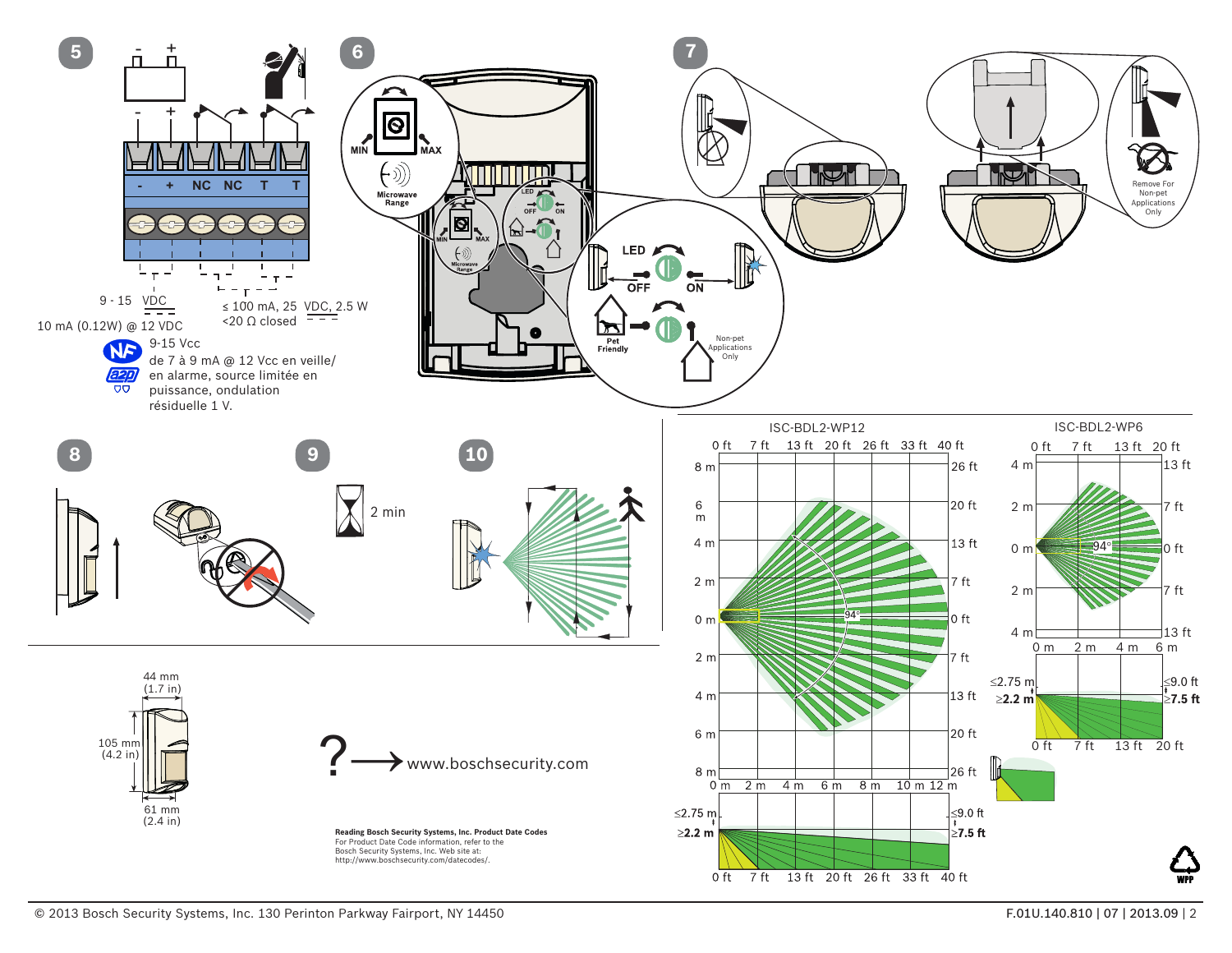5

- +

- + NC NC T T

9 - 15 VDC

10 mA (0.12W) @ 12 VDC

≤ 100 mA, 25 VDC, 2.5 W

<20 Ω closed

9-15 Vcc

de 7 à 9 mA @ 12 Vcc en veille/ en alarme, source limitée en puissance, ondulation résiduelle 1 V.

6

MIN MAX

Microwave Range

LED

OFF ON

Pet Friendly

Non-pet Applications Only

7

Remove For Non-pet Applications Only

8

9

2 min

10

ISC-BDL2-WP12

0 ft 7 ft 13 ft 20 ft 26 ft 33 ft 40 ft

8 m 6 m 4 m 2 m 0 m 2 m 4 m 6 m 8 m

26 ft 20 ft 13 ft 7 ft 0 ft 7 ft 13 ft 20 ft 26 ft

94°

0 m 2 m 4 m 6 m 8 m 10 m 12 m

≤2.75 m ≥2.2 m

≤9.0 ft ≥7.5 ft

0 ft 7 ft 13 ft 20 ft 26 ft 33 ft 40 ft

ISC-BDL2-WP6

0 ft 7 ft 13 ft 20 ft

4 m 2 m 0 m 2 m 4 m

13 ft 7 ft 0 ft 7 ft 13 ft

94°

0 m 2 m 4 m 6 m

≤2.75 m ≥2.2 m

≤9.0 ft ≥7.5 ft

0 ft 7 ft 13 ft 20 ft

44 mm (1.7 in)

105 mm (4.2 in)

61 mm (2.4 in)

? → www.boschsecurity.com

**Reading Bosch Security Systems, Inc. Product Date Codes**

For Product Date Code information, refer to the Bosch Security Systems, Inc. Web site at: http://www.boschsecurity.com/datecodes/.

WPP

© 2013 Bosch Security Systems, Inc. 130 Perinton Parkway Fairport, NY 14450

F.01U.140.810 | 07 | 2013.09